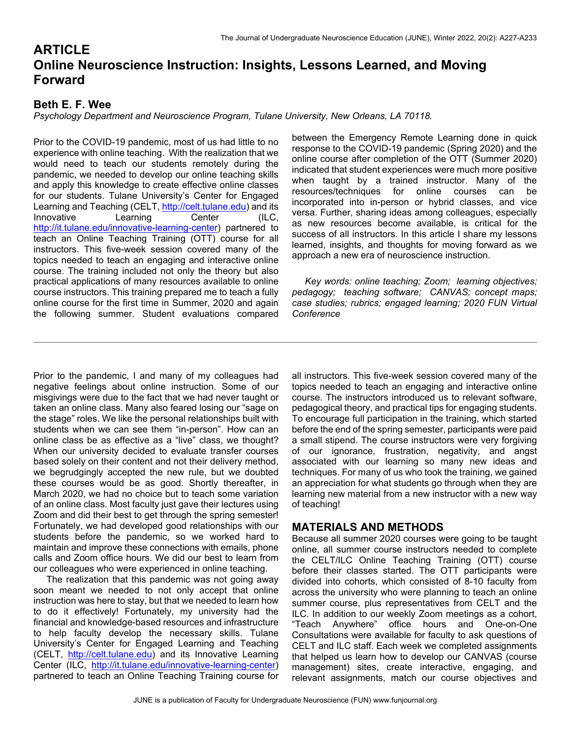# ARTICLE

# Online Neuroscience Instruction: Insights, Lessons Learned, and Moving Forward

## Beth E. F. Wee

*Psychology Department and Neuroscience Program, Tulane University, New Orleans, LA 70118.*

Prior to the COVID-19 pandemic, most of us had little to no experience with online teaching. With the realization that we would need to teach our students remotely during the pandemic, we needed to develop our online teaching skills and apply this knowledge to create effective online classes for our students. Tulane University's Center for Engaged Learning and Teaching (CELT, http://celt.tulane.edu) and its Innovative Learning Center (ILC, http://it.tulane.edu/innovative-learning-center) partnered to teach an Online Teaching Training (OTT) course for all instructors. This five-week session covered many of the topics needed to teach an engaging and interactive online course. The training included not only the theory but also practical applications of many resources available to online course instructors. This training prepared me to teach a fully online course for the first time in Summer, 2020 and again the following summer. Student evaluations compared between the Emergency Remote Learning done in quick response to the COVID-19 pandemic (Spring 2020) and the online course after completion of the OTT (Summer 2020) indicated that student experiences were much more positive when taught by a trained instructor. Many of the resources/techniques for online courses can be incorporated into in-person or hybrid classes, and vice versa. Further, sharing ideas among colleagues, especially as new resources become available, is critical for the success of all instructors. In this article I share my lessons learned, insights, and thoughts for moving forward as we approach a new era of neuroscience instruction.

*Key words: online teaching; Zoom; learning objectives; pedagogy; teaching software; CANVAS; concept maps; case studies; rubrics; engaged learning; 2020 FUN Virtual Conference*

---

Prior to the pandemic, I and many of my colleagues had negative feelings about online instruction. Some of our misgivings were due to the fact that we had never taught or taken an online class. Many also feared losing our "sage on the stage" roles. We like the personal relationships built with students when we can see them "in-person". How can an online class be as effective as a "live" class, we thought? When our university decided to evaluate transfer courses based solely on their content and not their delivery method, we begrudgingly accepted the new rule, but we doubted these courses would be as good. Shortly thereafter, in March 2020, we had no choice but to teach some variation of an online class. Most faculty just gave their lectures using Zoom and did their best to get through the spring semester! Fortunately, we had developed good relationships with our students before the pandemic, so we worked hard to maintain and improve these connections with emails, phone calls and Zoom office hours. We did our best to learn from our colleagues who were experienced in online teaching.

The realization that this pandemic was not going away soon meant we needed to not only accept that online instruction was here to stay, but that we needed to learn how to do it effectively! Fortunately, my university had the financial and knowledge-based resources and infrastructure to help faculty develop the necessary skills. Tulane University's Center for Engaged Learning and Teaching (CELT, http://celt.tulane.edu) and its Innovative Learning Center (ILC, http://it.tulane.edu/innovative-learning-center) partnered to teach an Online Teaching Training course for all instructors. This five-week session covered many of the topics needed to teach an engaging and interactive online course. The instructors introduced us to relevant software, pedagogical theory, and practical tips for engaging students. To encourage full participation in the training, which started before the end of the spring semester, participants were paid a small stipend. The course instructors were very forgiving of our ignorance, frustration, negativity, and angst associated with our learning so many new ideas and techniques. For many of us who took the training, we gained an appreciation for what students go through when they are learning new material from a new instructor with a new way of teaching!

## MATERIALS AND METHODS

Because all summer 2020 courses were going to be taught online, all summer course instructors needed to complete the CELT/ILC Online Teaching Training (OTT) course before their classes started. The OTT participants were divided into cohorts, which consisted of 8-10 faculty from across the university who were planning to teach an online summer course, plus representatives from CELT and the ILC. In addition to our weekly Zoom meetings as a cohort, "Teach Anywhere" office hours and One-on-One Consultations were available for faculty to ask questions of CELT and ILC staff. Each week we completed assignments that helped us learn how to develop our CANVAS (course management) sites, create interactive, engaging, and relevant assignments, match our course objectives and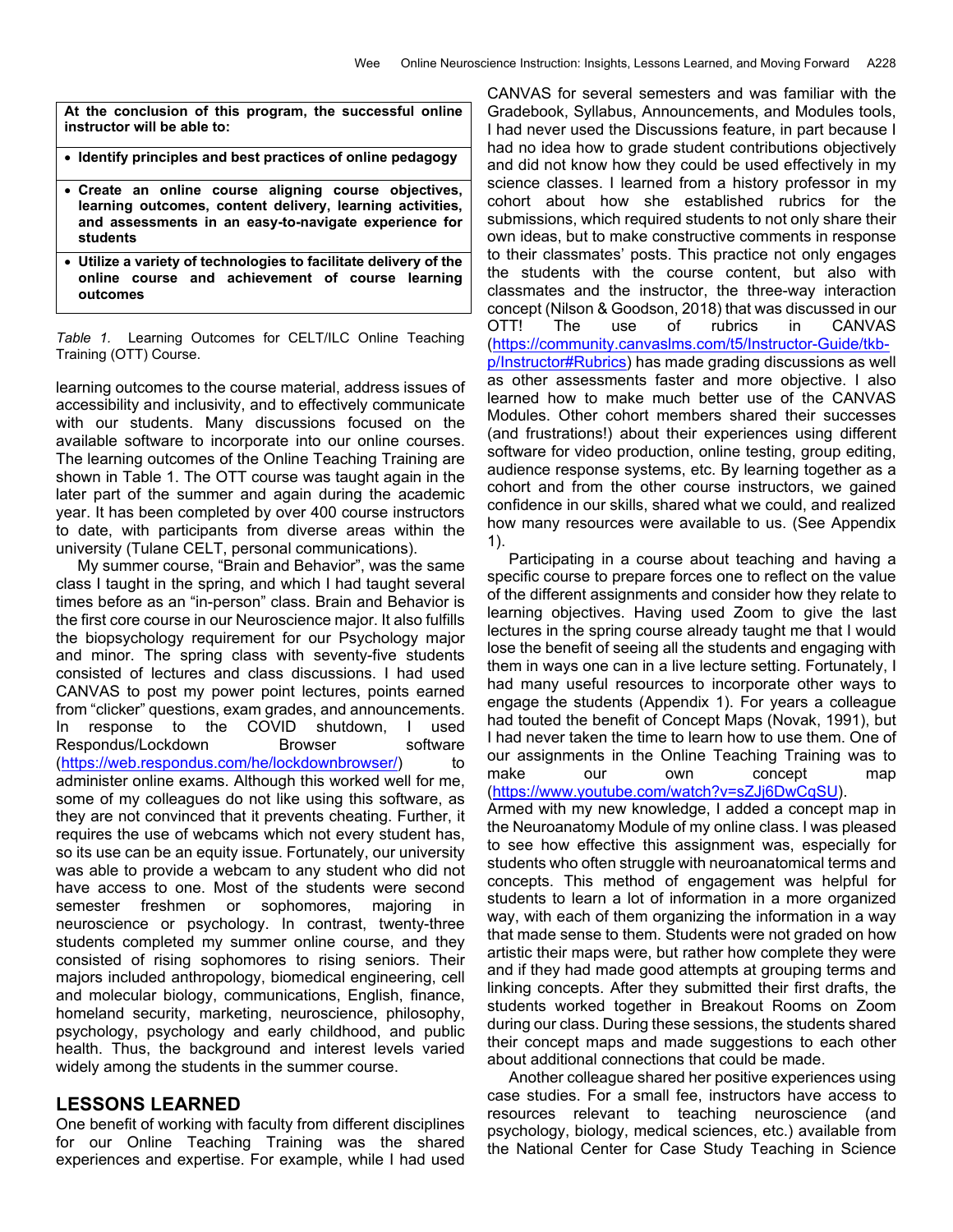| At the conclusion of this program, the successful online instructor will be able to: |
|---|
| • Identify principles and best practices of online pedagogy |
| • Create an online course aligning course objectives, learning outcomes, content delivery, learning activities, and assessments in an easy-to-navigate experience for students |
| • Utilize a variety of technologies to facilitate delivery of the online course and achievement of course learning outcomes |

*Table 1.* Learning Outcomes for CELT/ILC Online Teaching Training (OTT) Course.

learning outcomes to the course material, address issues of accessibility and inclusivity, and to effectively communicate with our students. Many discussions focused on the available software to incorporate into our online courses. The learning outcomes of the Online Teaching Training are shown in Table 1. The OTT course was taught again in the later part of the summer and again during the academic year. It has been completed by over 400 course instructors to date, with participants from diverse areas within the university (Tulane CELT, personal communications).

My summer course, "Brain and Behavior", was the same class I taught in the spring, and which I had taught several times before as an "in-person" class. Brain and Behavior is the first core course in our Neuroscience major. It also fulfills the biopsychology requirement for our Psychology major and minor. The spring class with seventy-five students consisted of lectures and class discussions. I had used CANVAS to post my power point lectures, points earned from "clicker" questions, exam grades, and announcements. In response to the COVID shutdown, I used Respondus/Lockdown Browser software (https://web.respondus.com/he/lockdownbrowser/) to administer online exams. Although this worked well for me, some of my colleagues do not like using this software, as they are not convinced that it prevents cheating. Further, it requires the use of webcams which not every student has, so its use can be an equity issue. Fortunately, our university was able to provide a webcam to any student who did not have access to one. Most of the students were second semester freshmen or sophomores, majoring in neuroscience or psychology. In contrast, twenty-three students completed my summer online course, and they consisted of rising sophomores to rising seniors. Their majors included anthropology, biomedical engineering, cell and molecular biology, communications, English, finance, homeland security, marketing, neuroscience, philosophy, psychology, psychology and early childhood, and public health. Thus, the background and interest levels varied widely among the students in the summer course.

## LESSONS LEARNED

One benefit of working with faculty from different disciplines for our Online Teaching Training was the shared experiences and expertise. For example, while I had used CANVAS for several semesters and was familiar with the Gradebook, Syllabus, Announcements, and Modules tools, I had never used the Discussions feature, in part because I had no idea how to grade student contributions objectively and did not know how they could be used effectively in my science classes. I learned from a history professor in my cohort about how she established rubrics for the submissions, which required students to not only share their own ideas, but to make constructive comments in response to their classmates' posts. This practice not only engages the students with the course content, but also with classmates and the instructor, the three-way interaction concept (Nilson & Goodson, 2018) that was discussed in our OTT! The use of rubrics in CANVAS (https://community.canvaslms.com/t5/Instructor-Guide/tkb-p/Instructor#Rubrics) has made grading discussions as well as other assessments faster and more objective. I also learned how to make much better use of the CANVAS Modules. Other cohort members shared their successes (and frustrations!) about their experiences using different software for video production, online testing, group editing, audience response systems, etc. By learning together as a cohort and from the other course instructors, we gained confidence in our skills, shared what we could, and realized how many resources were available to us. (See Appendix 1).

Participating in a course about teaching and having a specific course to prepare forces one to reflect on the value of the different assignments and consider how they relate to learning objectives. Having used Zoom to give the last lectures in the spring course already taught me that I would lose the benefit of seeing all the students and engaging with them in ways one can in a live lecture setting. Fortunately, I had many useful resources to incorporate other ways to engage the students (Appendix 1). For years a colleague had touted the benefit of Concept Maps (Novak, 1991), but I had never taken the time to learn how to use them. One of our assignments in the Online Teaching Training was to make our own concept map (https://www.youtube.com/watch?v=sZJj6DwCqSU). Armed with my new knowledge, I added a concept map in the Neuroanatomy Module of my online class. I was pleased to see how effective this assignment was, especially for students who often struggle with neuroanatomical terms and concepts. This method of engagement was helpful for students to learn a lot of information in a more organized way, with each of them organizing the information in a way that made sense to them. Students were not graded on how artistic their maps were, but rather how complete they were and if they had made good attempts at grouping terms and linking concepts. After they submitted their first drafts, the students worked together in Breakout Rooms on Zoom during our class. During these sessions, the students shared their concept maps and made suggestions to each other about additional connections that could be made.

Another colleague shared her positive experiences using case studies. For a small fee, instructors have access to resources relevant to teaching neuroscience (and psychology, biology, medical sciences, etc.) available from the National Center for Case Study Teaching in Science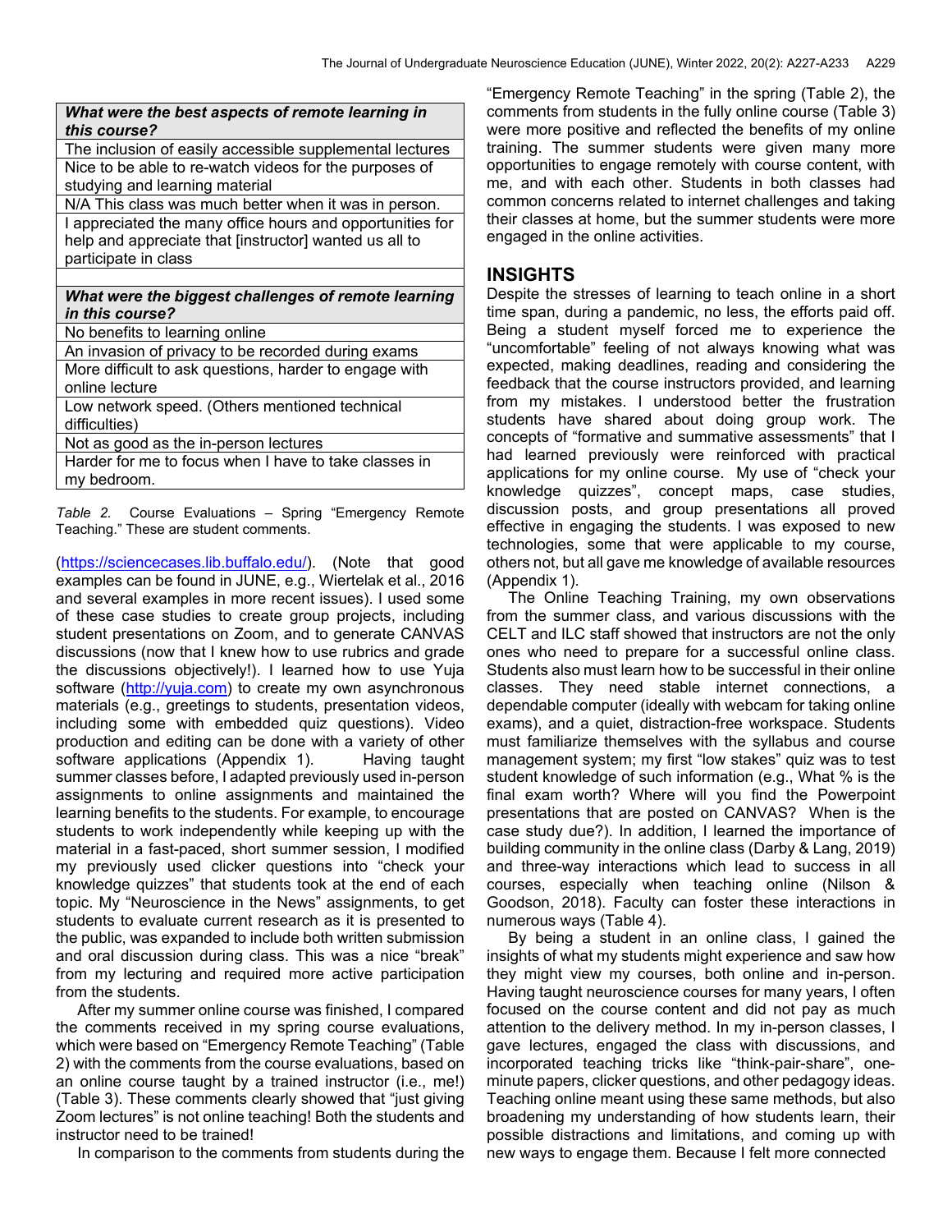| What were the best aspects of remote learning in this course? |
|---|
| The inclusion of easily accessible supplemental lectures |
| Nice to be able to re-watch videos for the purposes of studying and learning material |
| N/A This class was much better when it was in person. |
| I appreciated the many office hours and opportunities for help and appreciate that [instructor] wanted us all to participate in class |
| |
| ***What were the biggest challenges of remote learning in this course?*** |
| No benefits to learning online |
| An invasion of privacy to be recorded during exams |
| More difficult to ask questions, harder to engage with online lecture |
| Low network speed. (Others mentioned technical difficulties) |
| Not as good as the in-person lectures |
| Harder for me to focus when I have to take classes in my bedroom. |

*Table 2.* Course Evaluations – Spring "Emergency Remote Teaching." These are student comments.

(https://sciencecases.lib.buffalo.edu/). (Note that good examples can be found in JUNE, e.g., Wiertelak et al., 2016 and several examples in more recent issues). I used some of these case studies to create group projects, including student presentations on Zoom, and to generate CANVAS discussions (now that I knew how to use rubrics and grade the discussions objectively!). I learned how to use Yuja software (http://yuja.com) to create my own asynchronous materials (e.g., greetings to students, presentation videos, including some with embedded quiz questions). Video production and editing can be done with a variety of other software applications (Appendix 1). Having taught summer classes before, I adapted previously used in-person assignments to online assignments and maintained the learning benefits to the students. For example, to encourage students to work independently while keeping up with the material in a fast-paced, short summer session, I modified my previously used clicker questions into "check your knowledge quizzes" that students took at the end of each topic. My "Neuroscience in the News" assignments, to get students to evaluate current research as it is presented to the public, was expanded to include both written submission and oral discussion during class. This was a nice "break" from my lecturing and required more active participation from the students.

After my summer online course was finished, I compared the comments received in my spring course evaluations, which were based on "Emergency Remote Teaching" (Table 2) with the comments from the course evaluations, based on an online course taught by a trained instructor (i.e., me!) (Table 3). These comments clearly showed that "just giving Zoom lectures" is not online teaching! Both the students and instructor need to be trained!

In comparison to the comments from students during the "Emergency Remote Teaching" in the spring (Table 2), the comments from students in the fully online course (Table 3) were more positive and reflected the benefits of my online training. The summer students were given many more opportunities to engage remotely with course content, with me, and with each other. Students in both classes had common concerns related to internet challenges and taking their classes at home, but the summer students were more engaged in the online activities.

## INSIGHTS

Despite the stresses of learning to teach online in a short time span, during a pandemic, no less, the efforts paid off. Being a student myself forced me to experience the "uncomfortable" feeling of not always knowing what was expected, making deadlines, reading and considering the feedback that the course instructors provided, and learning from my mistakes. I understood better the frustration students have shared about doing group work. The concepts of "formative and summative assessments" that I had learned previously were reinforced with practical applications for my online course. My use of "check your knowledge quizzes", concept maps, case studies, discussion posts, and group presentations all proved effective in engaging the students. I was exposed to new technologies, some that were applicable to my course, others not, but all gave me knowledge of available resources (Appendix 1).

The Online Teaching Training, my own observations from the summer class, and various discussions with the CELT and ILC staff showed that instructors are not the only ones who need to prepare for a successful online class. Students also must learn how to be successful in their online classes. They need stable internet connections, a dependable computer (ideally with webcam for taking online exams), and a quiet, distraction-free workspace. Students must familiarize themselves with the syllabus and course management system; my first "low stakes" quiz was to test student knowledge of such information (e.g., What % is the final exam worth? Where will you find the Powerpoint presentations that are posted on CANVAS? When is the case study due?). In addition, I learned the importance of building community in the online class (Darby & Lang, 2019) and three-way interactions which lead to success in all courses, especially when teaching online (Nilson & Goodson, 2018). Faculty can foster these interactions in numerous ways (Table 4).

By being a student in an online class, I gained the insights of what my students might experience and saw how they might view my courses, both online and in-person. Having taught neuroscience courses for many years, I often focused on the course content and did not pay as much attention to the delivery method. In my in-person classes, I gave lectures, engaged the class with discussions, and incorporated teaching tricks like "think-pair-share", one-minute papers, clicker questions, and other pedagogy ideas. Teaching online meant using these same methods, but also broadening my understanding of how students learn, their possible distractions and limitations, and coming up with new ways to engage them. Because I felt more connected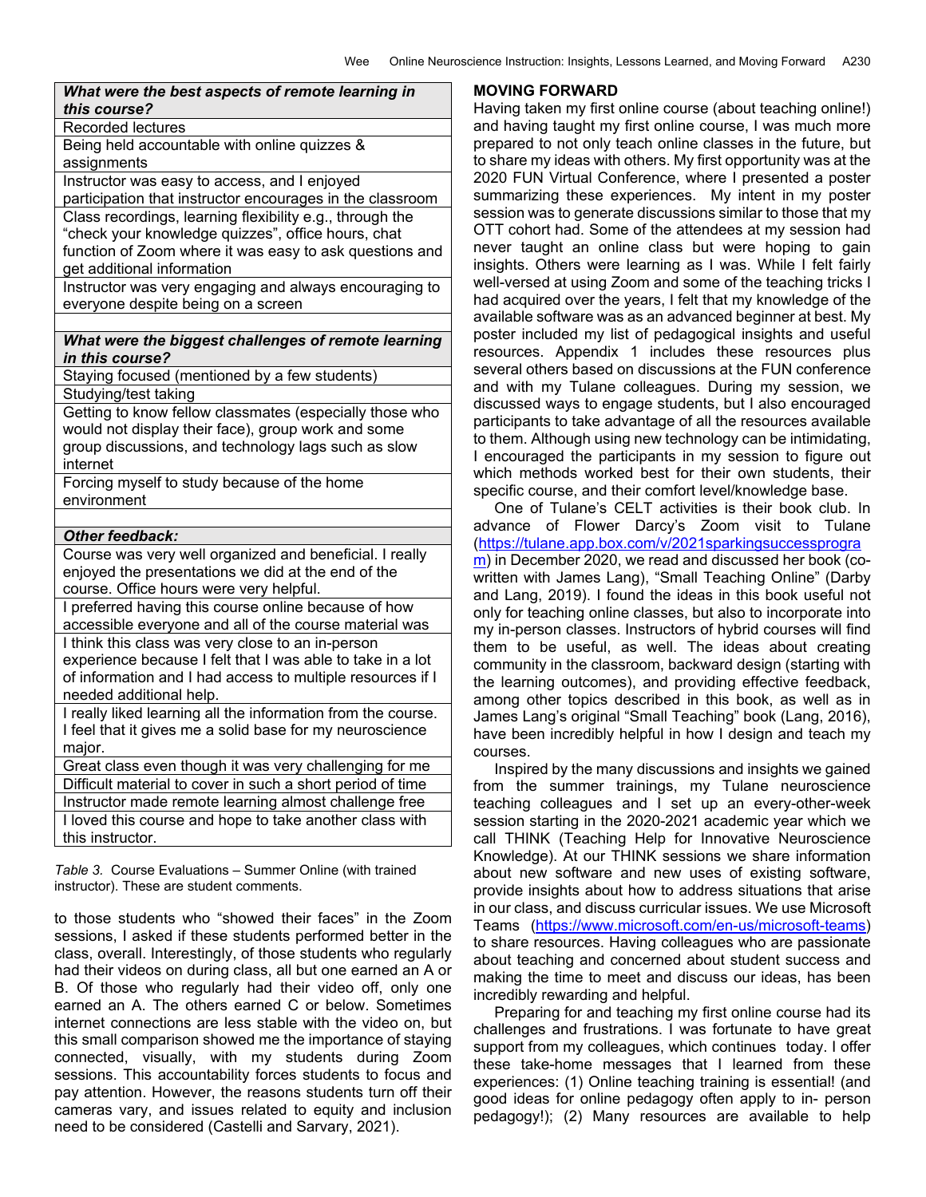| What were the best aspects of remote learning in this course? |
|---|
| Recorded lectures |
| Being held accountable with online quizzes & assignments |
| Instructor was easy to access, and I enjoyed participation that instructor encourages in the classroom |
| Class recordings, learning flexibility e.g., through the "check your knowledge quizzes", office hours, chat function of Zoom where it was easy to ask questions and get additional information |
| Instructor was very engaging and always encouraging to everyone despite being on a screen |
| |
| ***What were the biggest challenges of remote learning in this course?*** |
| Staying focused (mentioned by a few students) |
| Studying/test taking |
| Getting to know fellow classmates (especially those who would not display their face), group work and some group discussions, and technology lags such as slow internet |
| Forcing myself to study because of the home environment |
| |
| ***Other feedback:*** |
| Course was very well organized and beneficial. I really enjoyed the presentations we did at the end of the course. Office hours were very helpful. |
| I preferred having this course online because of how accessible everyone and all of the course material was |
| I think this class was very close to an in-person experience because I felt that I was able to take in a lot of information and I had access to multiple resources if I needed additional help. |
| I really liked learning all the information from the course. I feel that it gives me a solid base for my neuroscience major. |
| Great class even though it was very challenging for me |
| Difficult material to cover in such a short period of time |
| Instructor made remote learning almost challenge free |
| I loved this course and hope to take another class with this instructor. |

*Table 3.* Course Evaluations – Summer Online (with trained instructor). These are student comments.

to those students who "showed their faces" in the Zoom sessions, I asked if these students performed better in the class, overall. Interestingly, of those students who regularly had their videos on during class, all but one earned an A or B. Of those who regularly had their video off, only one earned an A. The others earned C or below. Sometimes internet connections are less stable with the video on, but this small comparison showed me the importance of staying connected, visually, with my students during Zoom sessions. This accountability forces students to focus and pay attention. However, the reasons students turn off their cameras vary, and issues related to equity and inclusion need to be considered (Castelli and Sarvary, 2021).

## MOVING FORWARD

Having taken my first online course (about teaching online!) and having taught my first online course, I was much more prepared to not only teach online classes in the future, but to share my ideas with others. My first opportunity was at the 2020 FUN Virtual Conference, where I presented a poster summarizing these experiences. My intent in my poster session was to generate discussions similar to those that my OTT cohort had. Some of the attendees at my session had never taught an online class but were hoping to gain insights. Others were learning as I was. While I felt fairly well-versed at using Zoom and some of the teaching tricks I had acquired over the years, I felt that my knowledge of the available software was as an advanced beginner at best. My poster included my list of pedagogical insights and useful resources. Appendix 1 includes these resources plus several others based on discussions at the FUN conference and with my Tulane colleagues. During my session, we discussed ways to engage students, but I also encouraged participants to take advantage of all the resources available to them. Although using new technology can be intimidating, I encouraged the participants in my session to figure out which methods worked best for their own students, their specific course, and their comfort level/knowledge base.

One of Tulane's CELT activities is their book club. In advance of Flower Darcy's Zoom visit to Tulane (https://tulane.app.box.com/v/2021sparkingsuccessprogram) in December 2020, we read and discussed her book (co-written with James Lang), "Small Teaching Online" (Darby and Lang, 2019). I found the ideas in this book useful not only for teaching online classes, but also to incorporate into my in-person classes. Instructors of hybrid courses will find them to be useful, as well. The ideas about creating community in the classroom, backward design (starting with the learning outcomes), and providing effective feedback, among other topics described in this book, as well as in James Lang's original "Small Teaching" book (Lang, 2016), have been incredibly helpful in how I design and teach my courses.

Inspired by the many discussions and insights we gained from the summer trainings, my Tulane neuroscience teaching colleagues and I set up an every-other-week session starting in the 2020-2021 academic year which we call THINK (Teaching Help for Innovative Neuroscience Knowledge). At our THINK sessions we share information about new software and new uses of existing software, provide insights about how to address situations that arise in our class, and discuss curricular issues. We use Microsoft Teams (https://www.microsoft.com/en-us/microsoft-teams) to share resources. Having colleagues who are passionate about teaching and concerned about student success and making the time to meet and discuss our ideas, has been incredibly rewarding and helpful.

Preparing for and teaching my first online course had its challenges and frustrations. I was fortunate to have great support from my colleagues, which continues today. I offer these take-home messages that I learned from these experiences: (1) Online teaching training is essential! (and good ideas for online pedagogy often apply to in- person pedagogy!); (2) Many resources are available to help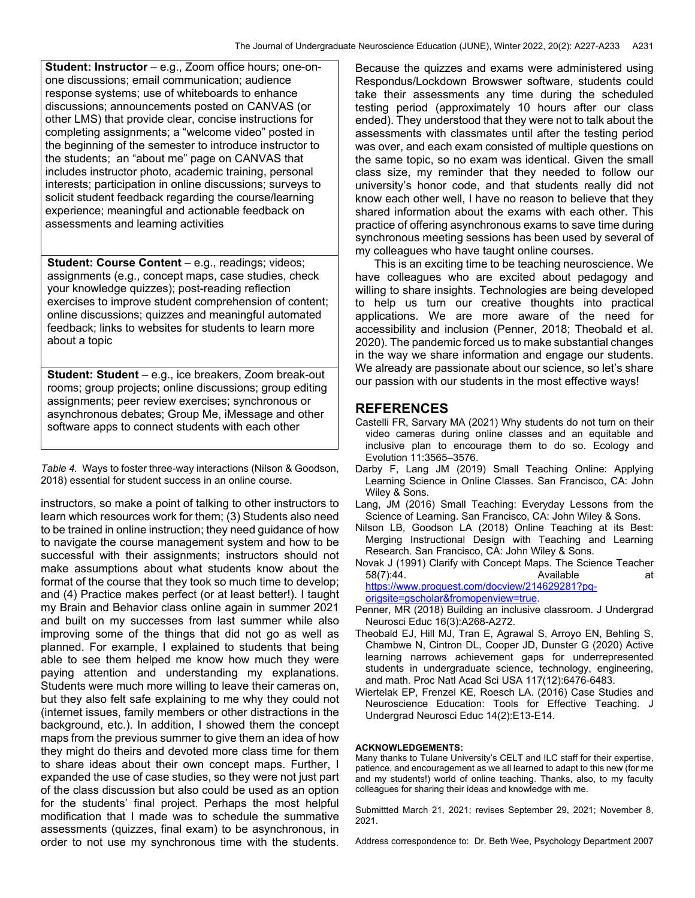| |
|---|
| **Student: Instructor** – e.g., Zoom office hours; one-on-one discussions; email communication; audience response systems; use of whiteboards to enhance discussions; announcements posted on CANVAS (or other LMS) that provide clear, concise instructions for completing assignments; a "welcome video" posted in the beginning of the semester to introduce instructor to the students; an "about me" page on CANVAS that includes instructor photo, academic training, personal interests; participation in online discussions; surveys to solicit student feedback regarding the course/learning experience; meaningful and actionable feedback on assessments and learning activities |
| **Student: Course Content** – e.g., readings; videos; assignments (e.g., concept maps, case studies, check your knowledge quizzes); post-reading reflection exercises to improve student comprehension of content; online discussions; quizzes and meaningful automated feedback; links to websites for students to learn more about a topic |
| **Student: Student** – e.g., ice breakers, Zoom break-out rooms; group projects; online discussions; group editing assignments; peer review exercises; synchronous or asynchronous debates; Group Me, iMessage and other software apps to connect students with each other |

*Table 4.* Ways to foster three-way interactions (Nilson & Goodson, 2018) essential for student success in an online course.

instructors, so make a point of talking to other instructors to learn which resources work for them; (3) Students also need to be trained in online instruction; they need guidance of how to navigate the course management system and how to be successful with their assignments; instructors should not make assumptions about what students know about the format of the course that they took so much time to develop; and (4) Practice makes perfect (or at least better!). I taught my Brain and Behavior class online again in summer 2021 and built on my successes from last summer while also improving some of the things that did not go as well as planned. For example, I explained to students that being able to see them helped me know how much they were paying attention and understanding my explanations. Students were much more willing to leave their cameras on, but they also felt safe explaining to me why they could not (internet issues, family members or other distractions in the background, etc.). In addition, I showed them the concept maps from the previous summer to give them an idea of how they might do theirs and devoted more class time for them to share ideas about their own concept maps. Further, I expanded the use of case studies, so they were not just part of the class discussion but also could be used as an option for the students' final project. Perhaps the most helpful modification that I made was to schedule the summative assessments (quizzes, final exam) to be asynchronous, in order to not use my synchronous time with the students. Because the quizzes and exams were administered using Respondus/Lockdown Browswer software, students could take their assessments any time during the scheduled testing period (approximately 10 hours after our class ended). They understood that they were not to talk about the assessments with classmates until after the testing period was over, and each exam consisted of multiple questions on the same topic, so no exam was identical. Given the small class size, my reminder that they needed to follow our university's honor code, and that students really did not know each other well, I have no reason to believe that they shared information about the exams with each other. This practice of offering asynchronous exams to save time during synchronous meeting sessions has been used by several of my colleagues who have taught online courses.

This is an exciting time to be teaching neuroscience. We have colleagues who are excited about pedagogy and willing to share insights. Technologies are being developed to help us turn our creative thoughts into practical applications. We are more aware of the need for accessibility and inclusion (Penner, 2018; Theobald et al. 2020). The pandemic forced us to make substantial changes in the way we share information and engage our students. We already are passionate about our science, so let's share our passion with our students in the most effective ways!

## REFERENCES

Castelli FR, Sarvary MA (2021) Why students do not turn on their video cameras during online classes and an equitable and inclusive plan to encourage them to do so. Ecology and Evolution 11:3565–3576.

Darby F, Lang JM (2019) Small Teaching Online: Applying Learning Science in Online Classes. San Francisco, CA: John Wiley & Sons.

Lang, JM (2016) Small Teaching: Everyday Lessons from the Science of Learning. San Francisco, CA: John Wiley & Sons.

Nilson LB, Goodson LA (2018) Online Teaching at its Best: Merging Instructional Design with Teaching and Learning Research. San Francisco, CA: John Wiley & Sons.

Novak J (1991) Clarify with Concept Maps. The Science Teacher 58(7):44. Available at https://www.proquest.com/docview/214629281?pq-origsite=gscholar&fromopenview=true.

Penner, MR (2018) Building an inclusive classroom. J Undergrad Neurosci Educ 16(3):A268-A272.

Theobald EJ, Hill MJ, Tran E, Agrawal S, Arroyo EN, Behling S, Chambwe N, Cintron DL, Cooper JD, Dunster G (2020) Active learning narrows achievement gaps for underrepresented students in undergraduate science, technology, engineering, and math. Proc Natl Acad Sci USA 117(12):6476-6483.

Wiertelak EP, Frenzel KE, Roesch LA. (2016) Case Studies and Neuroscience Education: Tools for Effective Teaching. J Undergrad Neurosci Educ 14(2):E13-E14.

**ACKNOWLEDGEMENTS:**

Many thanks to Tulane University's CELT and ILC staff for their expertise, patience, and encouragement as we all learned to adapt to this new (for me and my students!) world of online teaching. Thanks, also, to my faculty colleagues for sharing their ideas and knowledge with me.

Submittted March 21, 2021; revises September 29, 2021; November 8, 2021.

Address correspondence to: Dr. Beth Wee, Psychology Department 2007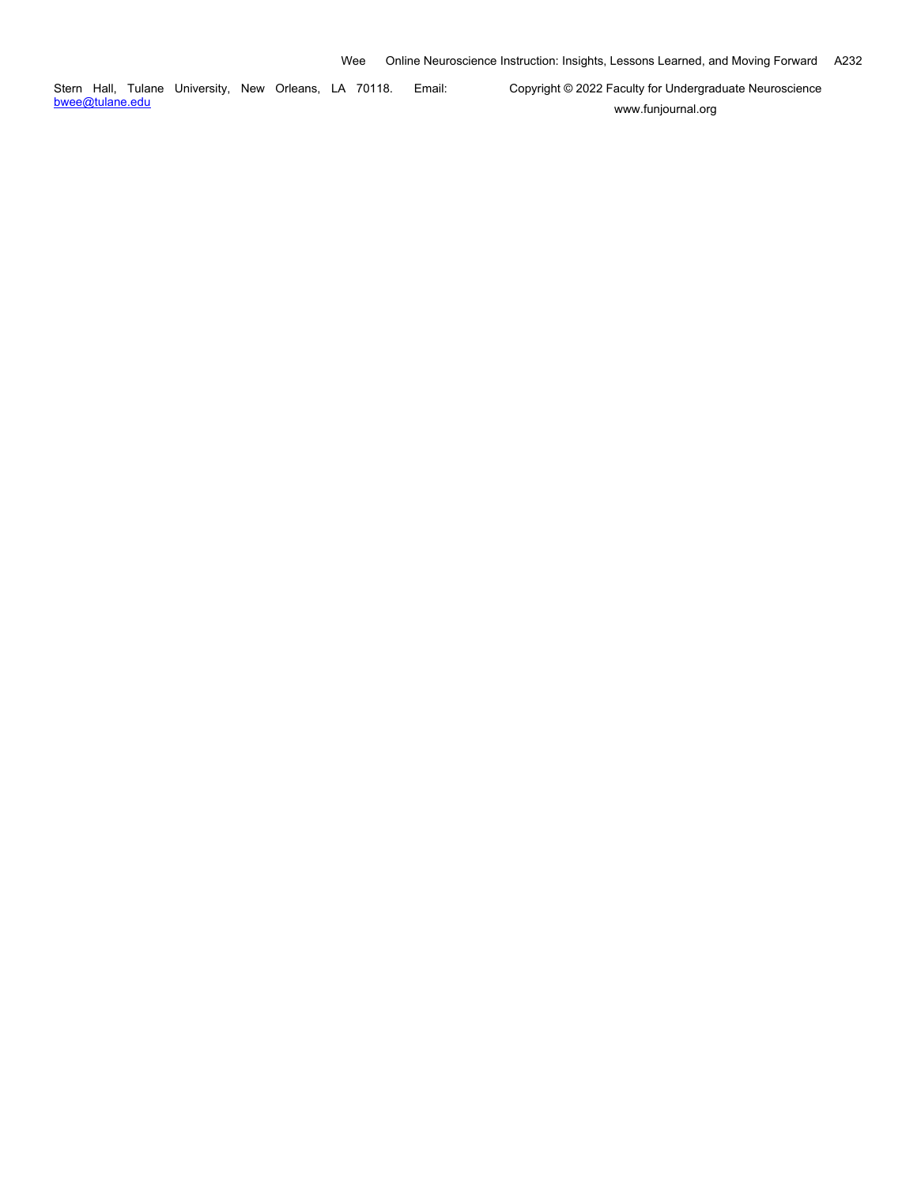Stern Hall, Tulane University, New Orleans, LA 70118. Email: bwee@tulane.edu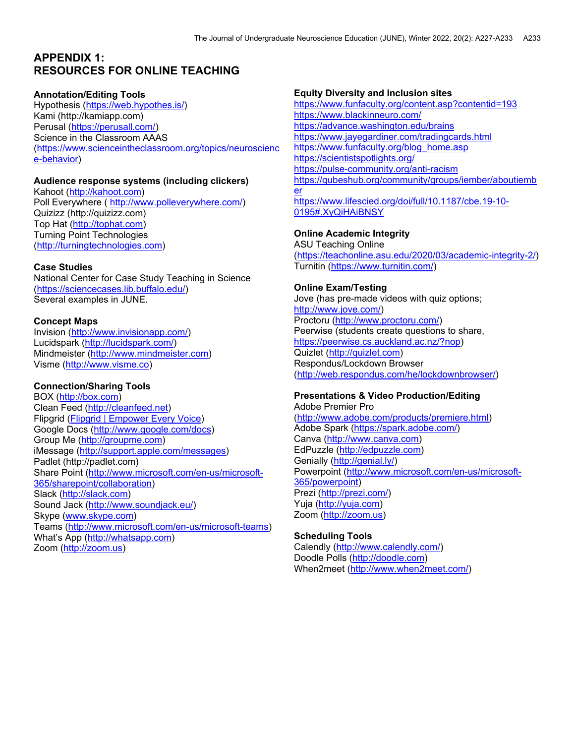# APPENDIX 1: RESOURCES FOR ONLINE TEACHING

**Annotation/Editing Tools**
Hypothesis (https://web.hypothes.is/)
Kami (http://kamiapp.com)
Perusal (https://perusall.com/)
Science in the Classroom AAAS (https://www.scienceintheclassroom.org/topics/neuroscience-behavior)

**Audience response systems (including clickers)**
Kahoot (http://kahoot.com)
Poll Everywhere ( http://www.polleverywhere.com/)
Quizizz (http://quizizz.com)
Top Hat (http://tophat.com)
Turning Point Technologies (http://turningtechnologies.com)

**Case Studies**
National Center for Case Study Teaching in Science (https://sciencecases.lib.buffalo.edu/)
Several examples in JUNE.

**Concept Maps**
Invision (http://www.invisionapp.com/)
Lucidspark (http://lucidspark.com/)
Mindmeister (http://www.mindmeister.com)
Visme (http://www.visme.co)

**Connection/Sharing Tools**
BOX (http://box.com)
Clean Feed (http://cleanfeed.net)
Flipgrid (Flipgrid | Empower Every Voice)
Google Docs (http://www.google.com/docs)
Group Me (http://groupme.com)
iMessage (http://support.apple.com/messages)
Padlet (http://padlet.com)
Share Point (http://www.microsoft.com/en-us/microsoft-365/sharepoint/collaboration)
Slack (http://slack.com)
Sound Jack (http://www.soundjack.eu/)
Skype (www.skype.com)
Teams (http://www.microsoft.com/en-us/microsoft-teams)
What's App (http://whatsapp.com)
Zoom (http://zoom.us)

**Equity Diversity and Inclusion sites**
https://www.funfaculty.org/content.asp?contentid=193
https://www.blackinneuro.com/
https://advance.washington.edu/brains
https://www.jayegardiner.com/tradingcards.html
https://www.funfaculty.org/blog_home.asp
https://scientistspotlights.org/
https://pulse-community.org/anti-racism
https://qubeshub.org/community/groups/iember/aboutiember
https://www.lifescied.org/doi/full/10.1187/cbe.19-10-0195#.XyQiHAiBNSY

**Online Academic Integrity**
ASU Teaching Online (https://teachonline.asu.edu/2020/03/academic-integrity-2/)
Turnitin (https://www.turnitin.com/)

**Online Exam/Testing**
Jove (has pre-made videos with quiz options; http://www.jove.com/)
Proctoru (http://www.proctoru.com/)
Peerwise (students create questions to share, https://peerwise.cs.auckland.ac.nz/?nop)
Quizlet (http://quizlet.com)
Respondus/Lockdown Browser (http://web.respondus.com/he/lockdownbrowser/)

**Presentations & Video Production/Editing**
Adobe Premier Pro (http://www.adobe.com/products/premiere.html)
Adobe Spark (https://spark.adobe.com/)
Canva (http://www.canva.com)
EdPuzzle (http://edpuzzle.com)
Genially (http://genial.ly/)
Powerpoint (http://www.microsoft.com/en-us/microsoft-365/powerpoint)
Prezi (http://prezi.com/)
Yuja (http://yuja.com)
Zoom (http://zoom.us)

**Scheduling Tools**
Calendly (http://www.calendly.com/)
Doodle Polls (http://doodle.com)
When2meet (http://www.when2meet.com/)